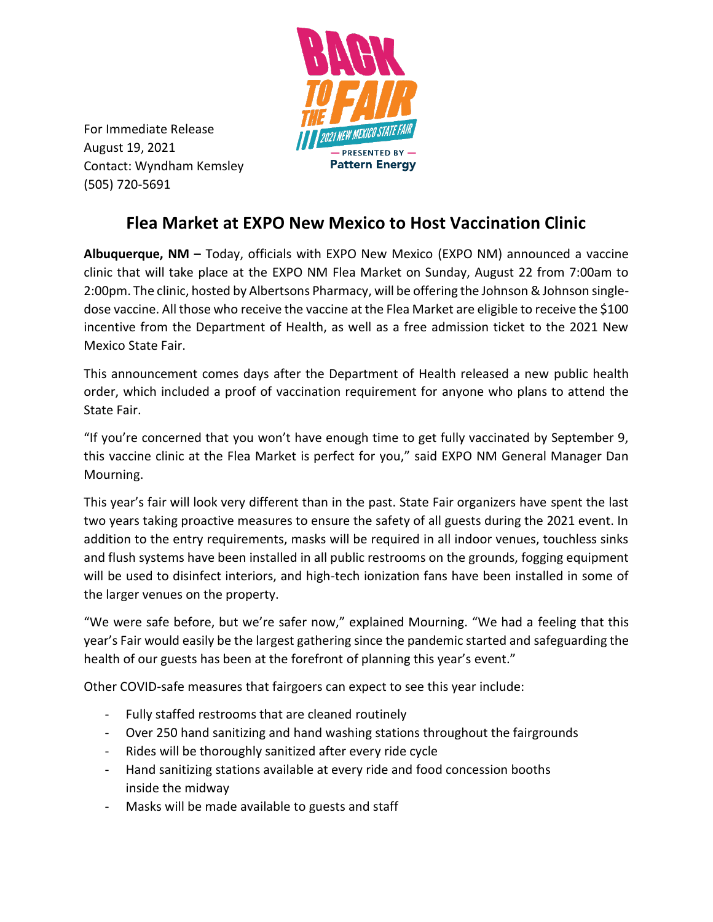For Immediate Release
August 19, 2021
Contact: Wyndham Kemsley
(505) 720-5691

# Flea Market at EXPO New Mexico to Host Vaccination Clinic

**Albuquerque, NM –** Today, officials with EXPO New Mexico (EXPO NM) announced a vaccine clinic that will take place at the EXPO NM Flea Market on Sunday, August 22 from 7:00am to 2:00pm. The clinic, hosted by Albertsons Pharmacy, will be offering the Johnson & Johnson single-dose vaccine. All those who receive the vaccine at the Flea Market are eligible to receive the $100 incentive from the Department of Health, as well as a free admission ticket to the 2021 New Mexico State Fair.

This announcement comes days after the Department of Health released a new public health order, which included a proof of vaccination requirement for anyone who plans to attend the State Fair.

"If you're concerned that you won't have enough time to get fully vaccinated by September 9, this vaccine clinic at the Flea Market is perfect for you," said EXPO NM General Manager Dan Mourning.

This year's fair will look very different than in the past. State Fair organizers have spent the last two years taking proactive measures to ensure the safety of all guests during the 2021 event. In addition to the entry requirements, masks will be required in all indoor venues, touchless sinks and flush systems have been installed in all public restrooms on the grounds, fogging equipment will be used to disinfect interiors, and high-tech ionization fans have been installed in some of the larger venues on the property.

"We were safe before, but we're safer now," explained Mourning. "We had a feeling that this year's Fair would easily be the largest gathering since the pandemic started and safeguarding the health of our guests has been at the forefront of planning this year's event."

Other COVID-safe measures that fairgoers can expect to see this year include:

- Fully staffed restrooms that are cleaned routinely
- Over 250 hand sanitizing and hand washing stations throughout the fairgrounds
- Rides will be thoroughly sanitized after every ride cycle
- Hand sanitizing stations available at every ride and food concession booths inside the midway
- Masks will be made available to guests and staff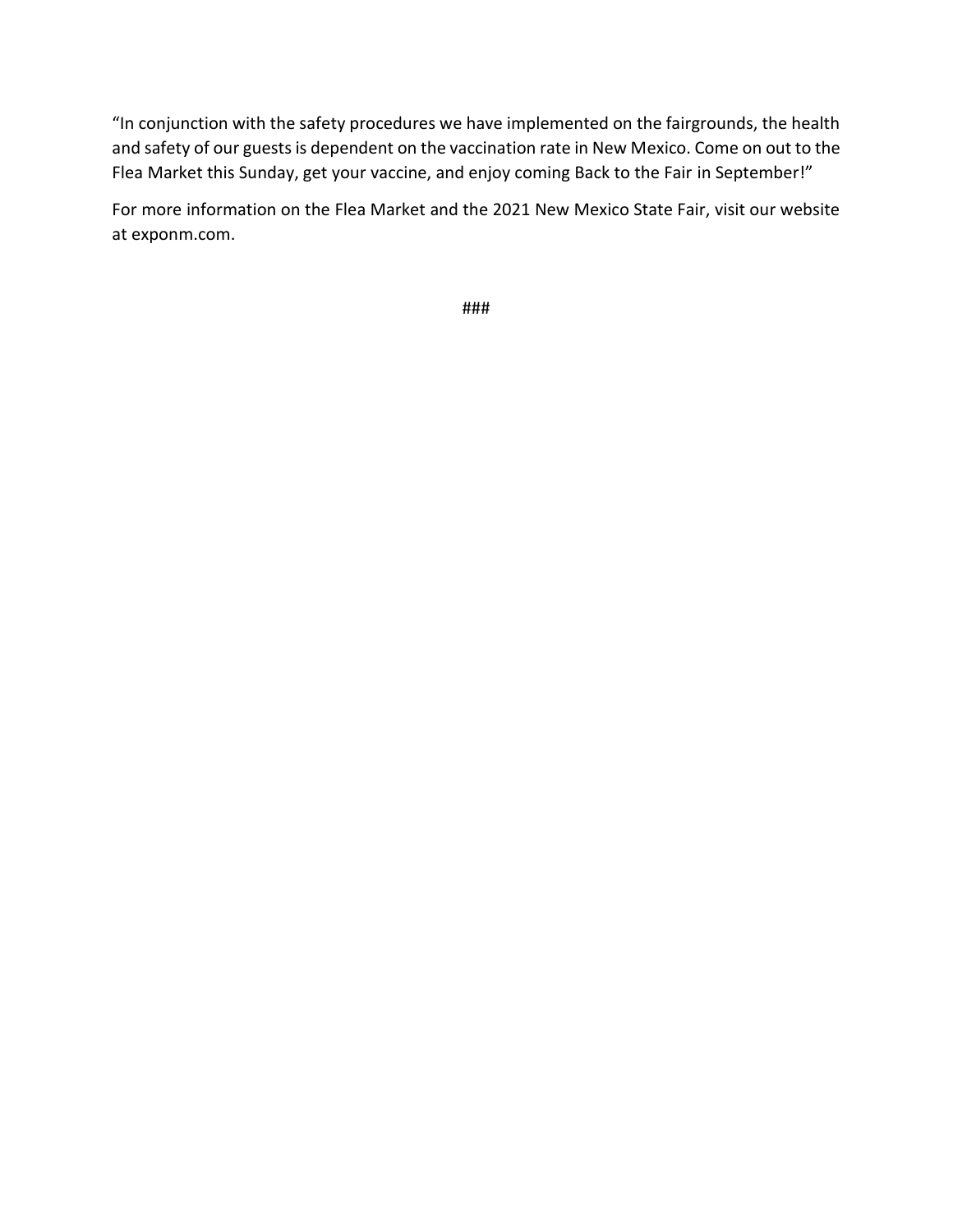"In conjunction with the safety procedures we have implemented on the fairgrounds, the health and safety of our guests is dependent on the vaccination rate in New Mexico. Come on out to the Flea Market this Sunday, get your vaccine, and enjoy coming Back to the Fair in September!"

For more information on the Flea Market and the 2021 New Mexico State Fair, visit our website at exponm.com.

###